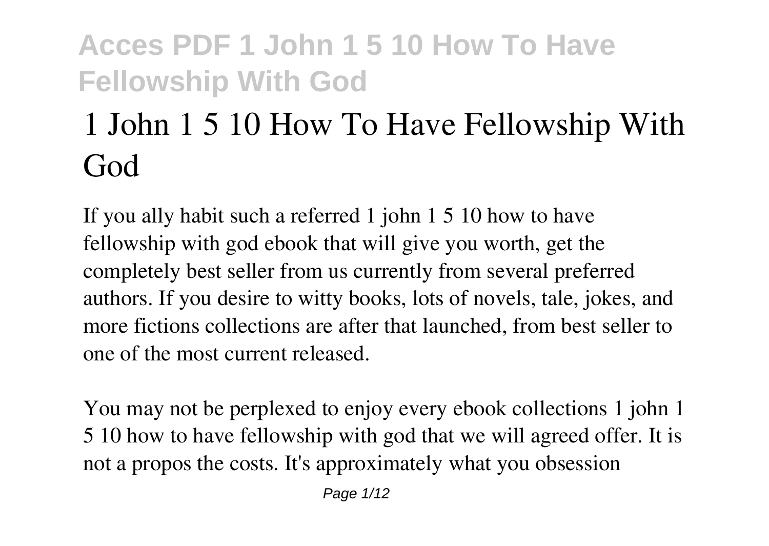# 1 John 1 5 10 How To Have Fellowship With God

If you ally habit such a referred 1 john 1 5 10 how to have fellowship with god ebook that will give you worth, get the completely best seller from us currently from several preferred authors. If you desire to witty books, lots of novels, tale, jokes, and more fictions collections are after that launched, from best seller to one of the most current released.

You may not be perplexed to enjoy every ebook collections 1 john 1 5 10 how to have fellowship with god that we will agreed offer. It is not a propos the costs. It's approximately what you obsession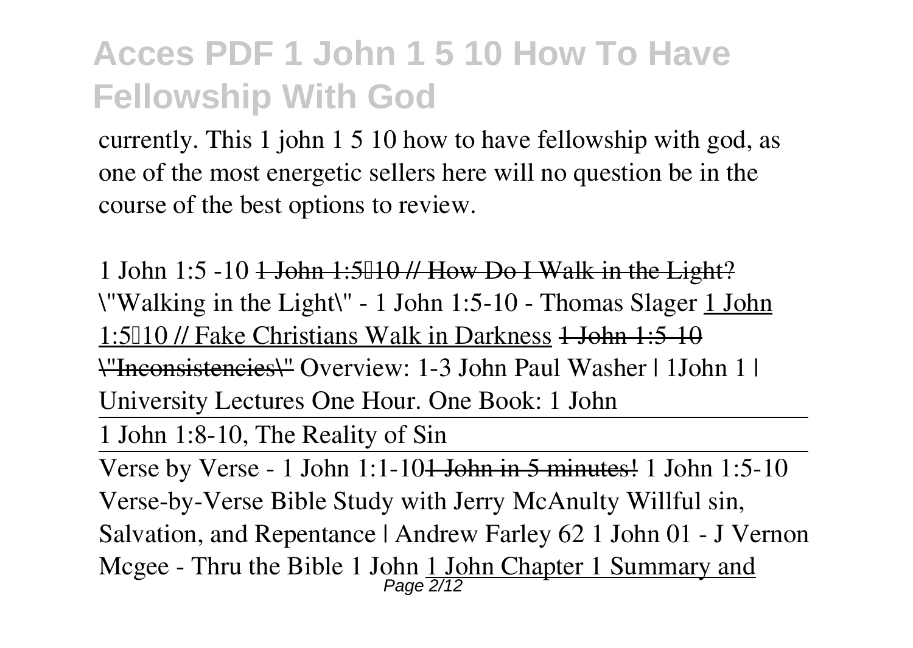currently. This 1 john 1 5 10 how to have fellowship with god, as one of the most energetic sellers here will no question be in the course of the best options to review.

1 John 1:5 -10 ~~1 John 1:5–10 // How Do I Walk in the Light?~~ "Walking in the Light" - 1 John 1:5-10 - Thomas Slager 1 John 1:5–10 // Fake Christians Walk in Darkness ~~1 John 1:5-10 "Inconsistencies"~~ Overview: 1-3 John Paul Washer | 1John 1 | University Lectures One Hour. One Book: 1 John

1 John 1:8-10, The Reality of Sin

Verse by Verse - 1 John 1:1-10 ~~1 John in 5 minutes!~~ 1 John 1:5-10 Verse-by-Verse Bible Study with Jerry McAnulty Willful sin, Salvation, and Repentance | Andrew Farley 62 1 John 01 - J Vernon Mcgee - Thru the Bible 1 John 1 John Chapter 1 Summary and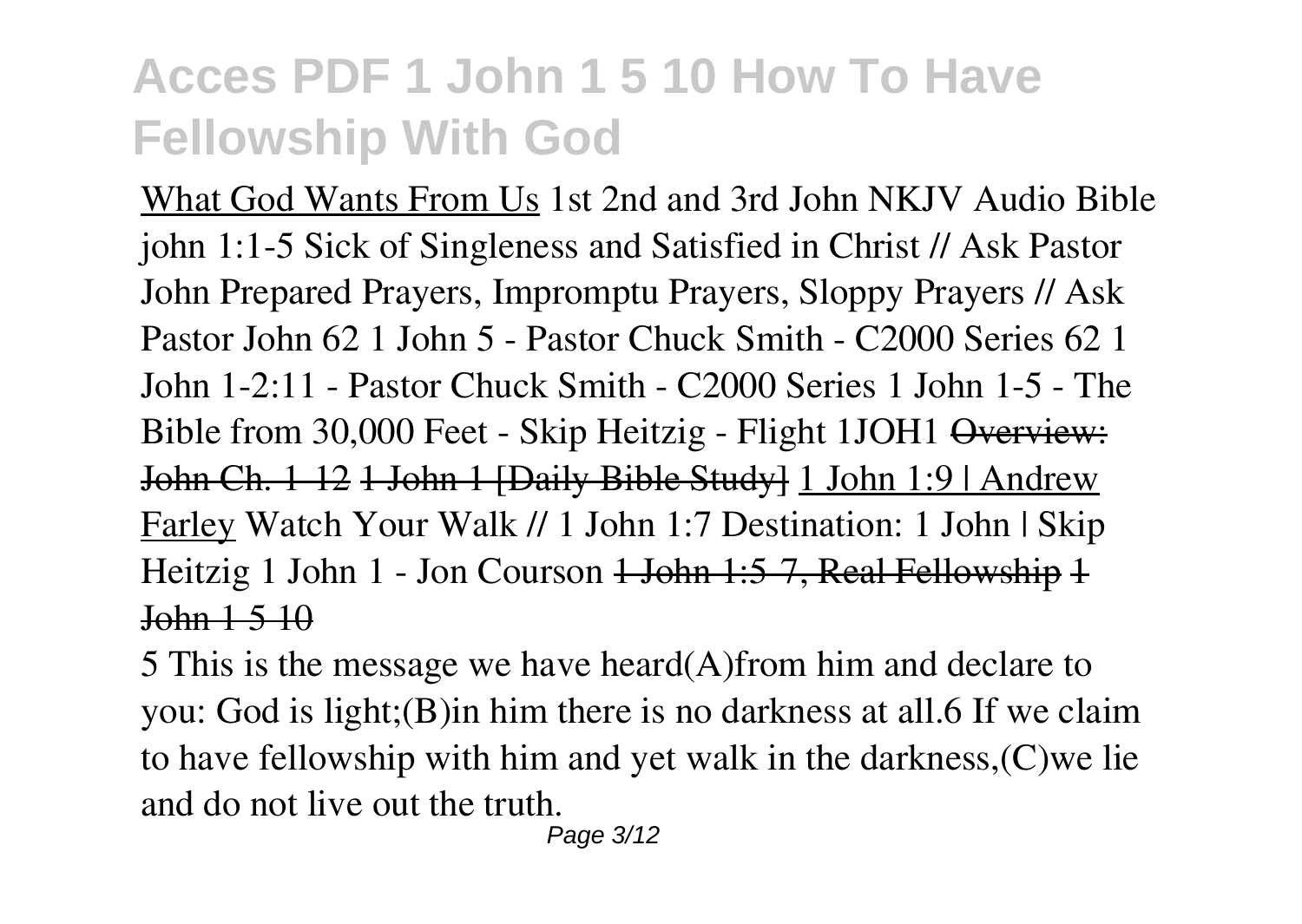What God Wants From Us 1st 2nd and 3rd John NKJV Audio Bible john 1:1-5 Sick of Singleness and Satisfied in Christ // Ask Pastor John Prepared Prayers, Impromptu Prayers, Sloppy Prayers // Ask Pastor John 62 1 John 5 - Pastor Chuck Smith - C2000 Series 62 1 John 1-2:11 - Pastor Chuck Smith - C2000 Series 1 John 1-5 - The Bible from 30,000 Feet - Skip Heitzig - Flight 1JOH1 ~~Overview: John Ch. 1-12~~ ~~1 John 1 [Daily Bible Study]~~ 1 John 1:9 | Andrew Farley Watch Your Walk // 1 John 1:7 Destination: 1 John | Skip Heitzig 1 John 1 - Jon Courson ~~1 John 1:5-7, Real Fellowship 1 John 1 5 10~~

5 This is the message we have heard(A)from him and declare to you: God is light;(B)in him there is no darkness at all.6 If we claim to have fellowship with him and yet walk in the darkness,(C)we lie and do not live out the truth.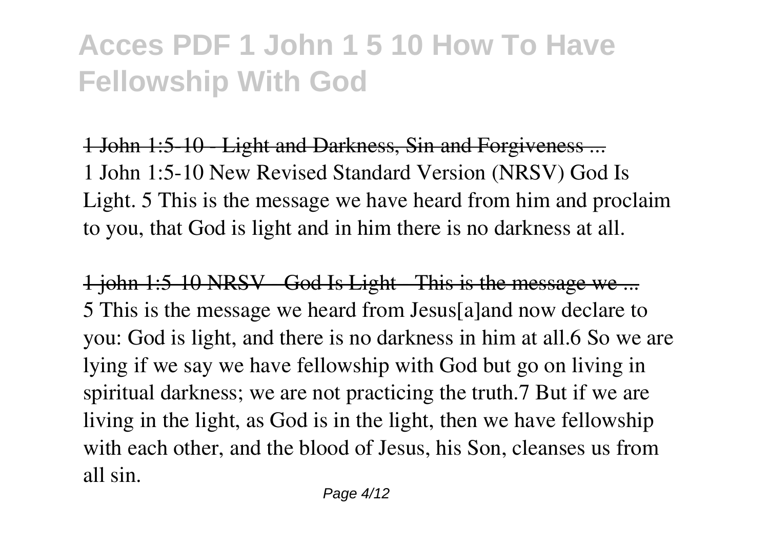1 John 1:5-10 - Light and Darkness, Sin and Forgiveness ...

1 John 1:5-10 New Revised Standard Version (NRSV) God Is Light. 5 This is the message we have heard from him and proclaim to you, that God is light and in him there is no darkness at all.

1 john 1:5-10 NRSV - God Is Light - This is the message we ...

5 This is the message we heard from Jesus[a]and now declare to you: God is light, and there is no darkness in him at all.6 So we are lying if we say we have fellowship with God but go on living in spiritual darkness; we are not practicing the truth.7 But if we are living in the light, as God is in the light, then we have fellowship with each other, and the blood of Jesus, his Son, cleanses us from all sin.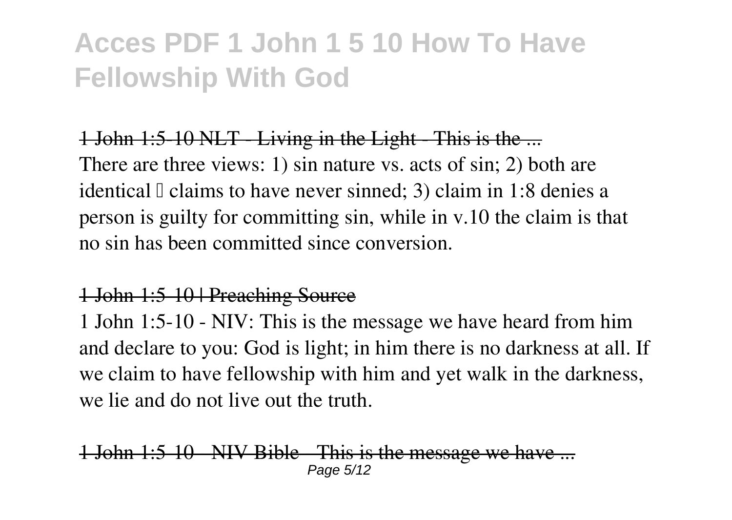1 John 1:5-10 NLT - Living in the Light - This is the ...

There are three views: 1) sin nature vs. acts of sin; 2) both are identical – claims to have never sinned; 3) claim in 1:8 denies a person is guilty for committing sin, while in v.10 the claim is that no sin has been committed since conversion.

1 John 1:5-10 | Preaching Source

1 John 1:5-10 - NIV: This is the message we have heard from him and declare to you: God is light; in him there is no darkness at all. If we claim to have fellowship with him and yet walk in the darkness, we lie and do not live out the truth.

1 John 1:5-10 - NIV Bible - This is the message we have ...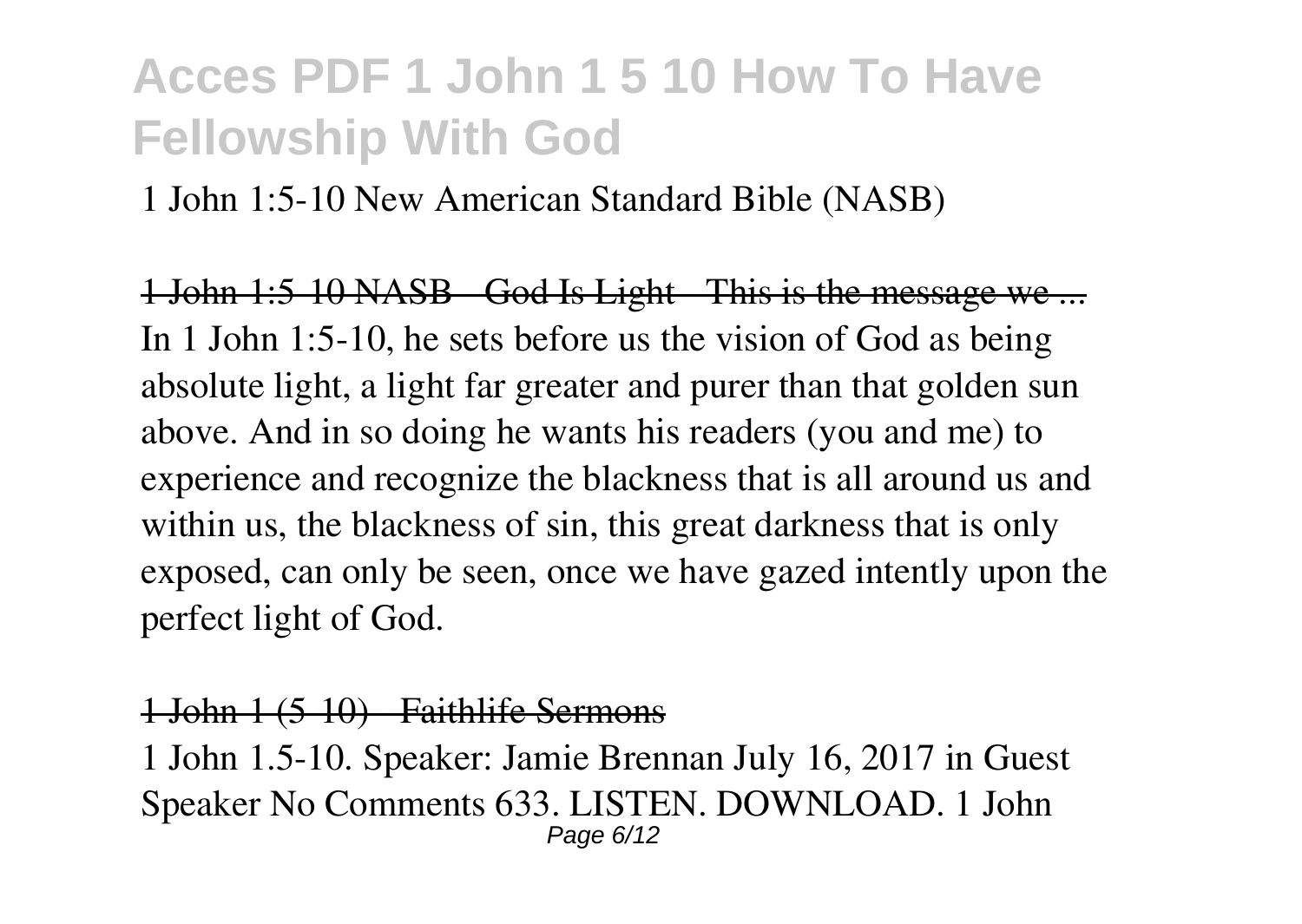1 John 1:5-10 New American Standard Bible (NASB)

~~1 John 1:5-10 NASB - God Is Light - This is the message we ...~~

In 1 John 1:5-10, he sets before us the vision of God as being absolute light, a light far greater and purer than that golden sun above. And in so doing he wants his readers (you and me) to experience and recognize the blackness that is all around us and within us, the blackness of sin, this great darkness that is only exposed, can only be seen, once we have gazed intently upon the perfect light of God.

~~1 John 1 (5-10) - Faithlife Sermons~~

1 John 1.5-10. Speaker: Jamie Brennan July 16, 2017 in Guest Speaker No Comments 633. LISTEN. DOWNLOAD. 1 John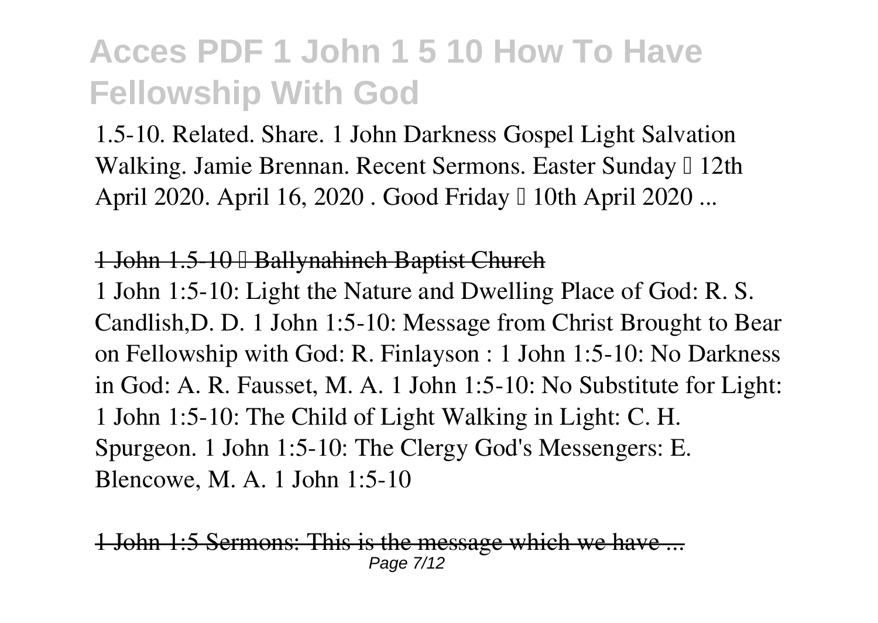1.5-10. Related. Share. 1 John Darkness Gospel Light Salvation Walking. Jamie Brennan. Recent Sermons. Easter Sunday – 12th April 2020. April 16, 2020 . Good Friday – 10th April 2020 ...

## 1 John 1.5-10 – Ballynahinch Baptist Church

1 John 1:5-10: Light the Nature and Dwelling Place of God: R. S. Candlish,D. D. 1 John 1:5-10: Message from Christ Brought to Bear on Fellowship with God: R. Finlayson : 1 John 1:5-10: No Darkness in God: A. R. Fausset, M. A. 1 John 1:5-10: No Substitute for Light: 1 John 1:5-10: The Child of Light Walking in Light: C. H. Spurgeon. 1 John 1:5-10: The Clergy God's Messengers: E. Blencowe, M. A. 1 John 1:5-10

## 1 John 1:5 Sermons: This is the message which we have ...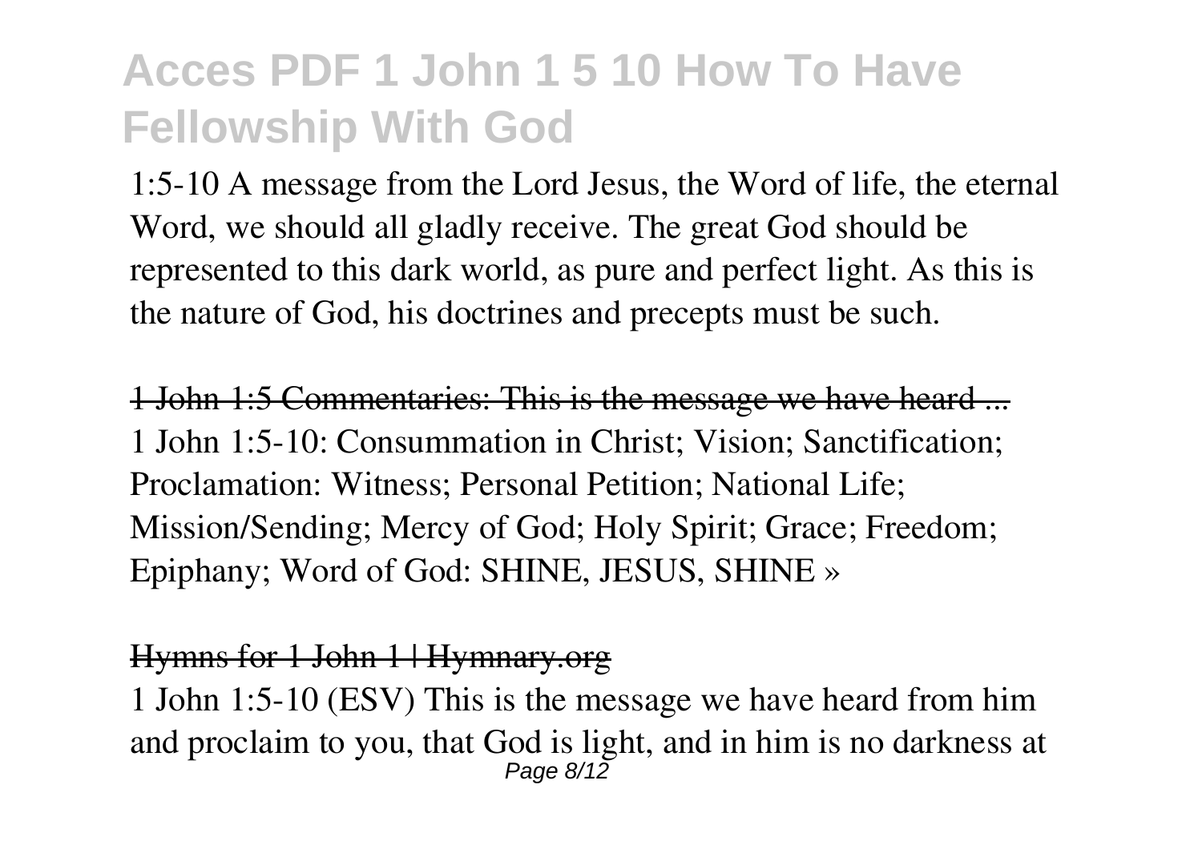1:5-10 A message from the Lord Jesus, the Word of life, the eternal Word, we should all gladly receive. The great God should be represented to this dark world, as pure and perfect light. As this is the nature of God, his doctrines and precepts must be such.

~~1 John 1:5 Commentaries: This is the message we have heard ...~~

1 John 1:5-10: Consummation in Christ; Vision; Sanctification; Proclamation: Witness; Personal Petition; National Life; Mission/Sending; Mercy of God; Holy Spirit; Grace; Freedom; Epiphany; Word of God: SHINE, JESUS, SHINE »

~~Hymns for 1 John 1 | Hymnary.org~~

1 John 1:5-10 (ESV) This is the message we have heard from him and proclaim to you, that God is light, and in him is no darkness at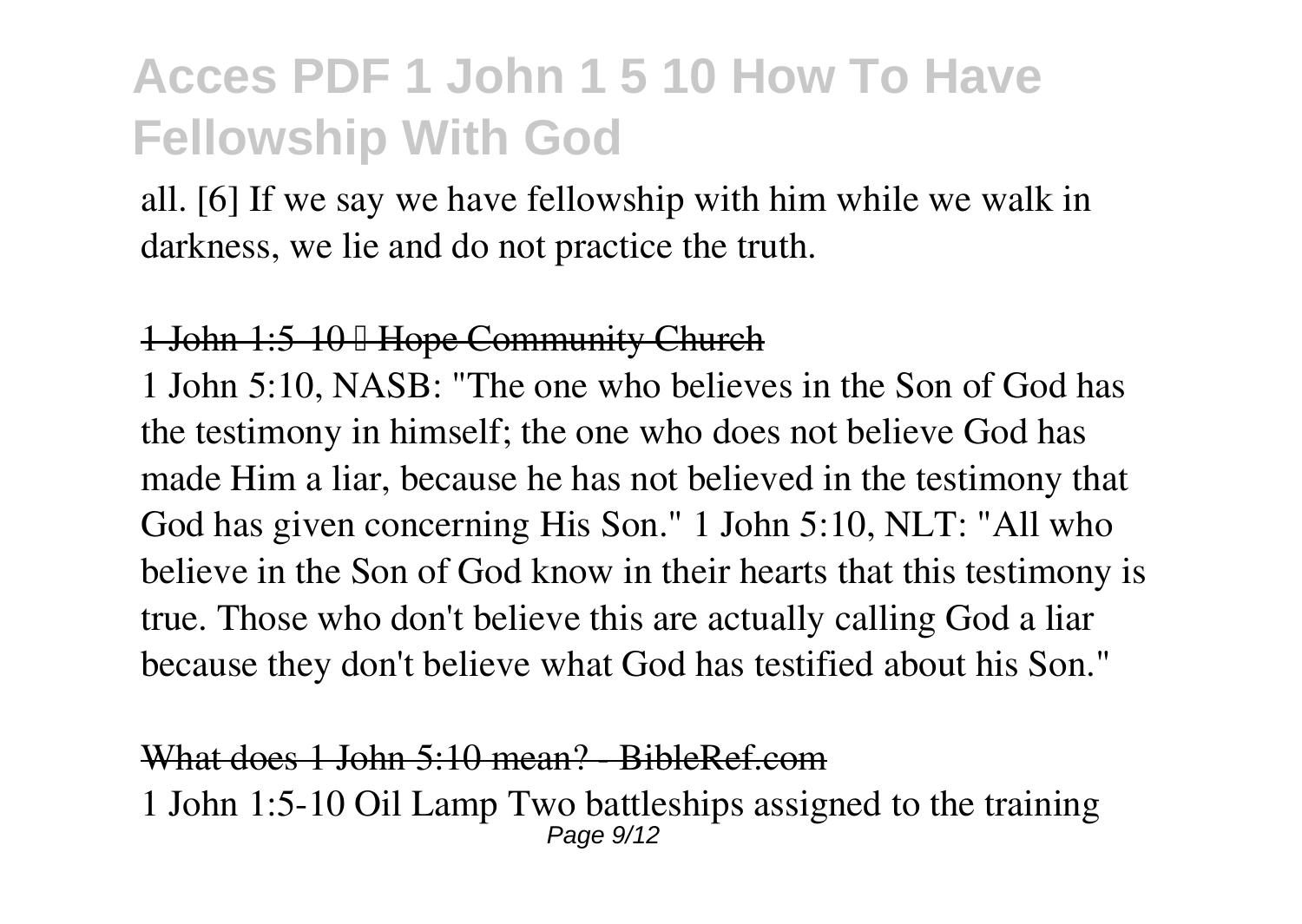all. [6] If we say we have fellowship with him while we walk in darkness, we lie and do not practice the truth.

~~1 John 1:5-10 – Hope Community Church~~

1 John 5:10, NASB: "The one who believes in the Son of God has the testimony in himself; the one who does not believe God has made Him a liar, because he has not believed in the testimony that God has given concerning His Son." 1 John 5:10, NLT: "All who believe in the Son of God know in their hearts that this testimony is true. Those who don't believe this are actually calling God a liar because they don't believe what God has testified about his Son."

~~What does 1 John 5:10 mean? - BibleRef.com~~

1 John 1:5-10 Oil Lamp Two battleships assigned to the training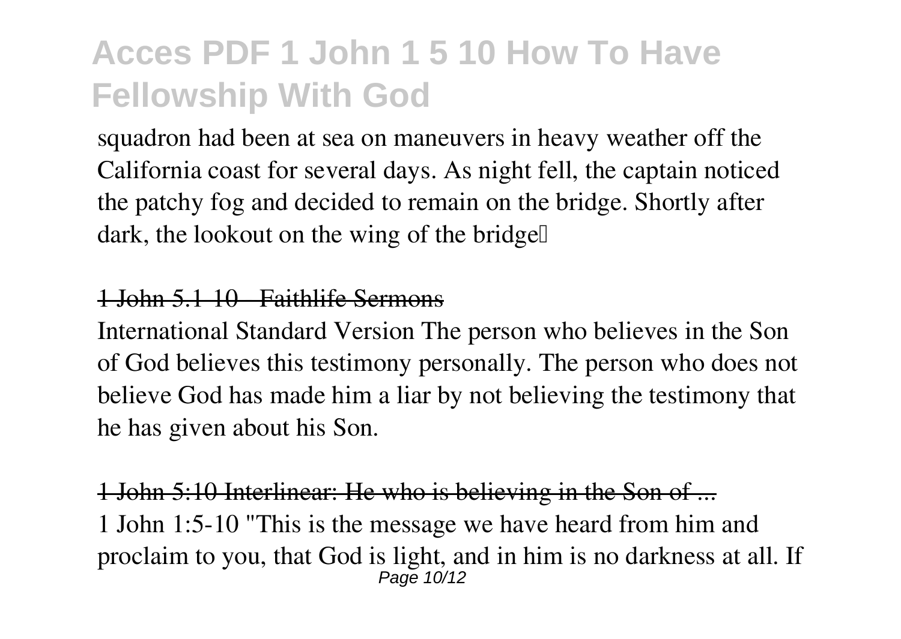squadron had been at sea on maneuvers in heavy weather off the California coast for several days. As night fell, the captain noticed the patchy fog and decided to remain on the bridge. Shortly after dark, the lookout on the wing of the bridge…

## ~~1 John 5.1-10 - Faithlife Sermons~~

International Standard Version The person who believes in the Son of God believes this testimony personally. The person who does not believe God has made him a liar by not believing the testimony that he has given about his Son.

## ~~1 John 5:10 Interlinear: He who is believing in the Son of ...~~

1 John 1:5-10 "This is the message we have heard from him and proclaim to you, that God is light, and in him is no darkness at all. If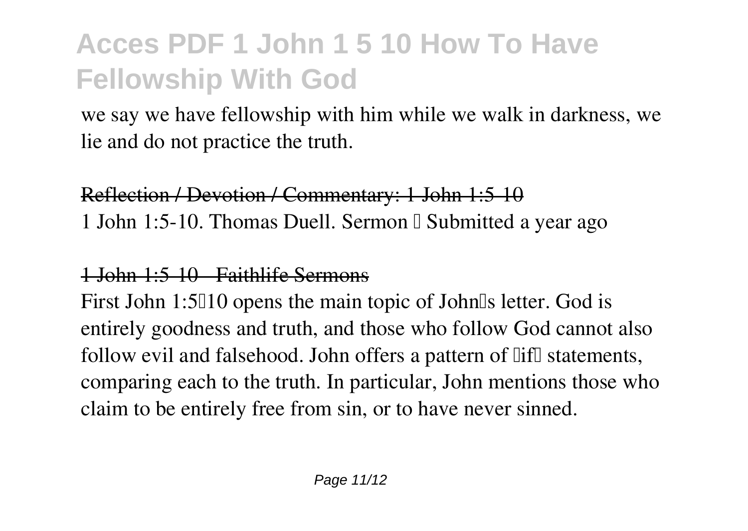we say we have fellowship with him while we walk in darkness, we lie and do not practice the truth.

## Reflection / Devotion / Commentary: 1 John 1:5-10

1 John 1:5-10. Thomas Duell. Sermon • Submitted a year ago

## 1 John 1:5-10 - Faithlife Sermons

First John 1:5–10 opens the main topic of John's letter. God is entirely goodness and truth, and those who follow God cannot also follow evil and falsehood. John offers a pattern of "if" statements, comparing each to the truth. In particular, John mentions those who claim to be entirely free from sin, or to have never sinned.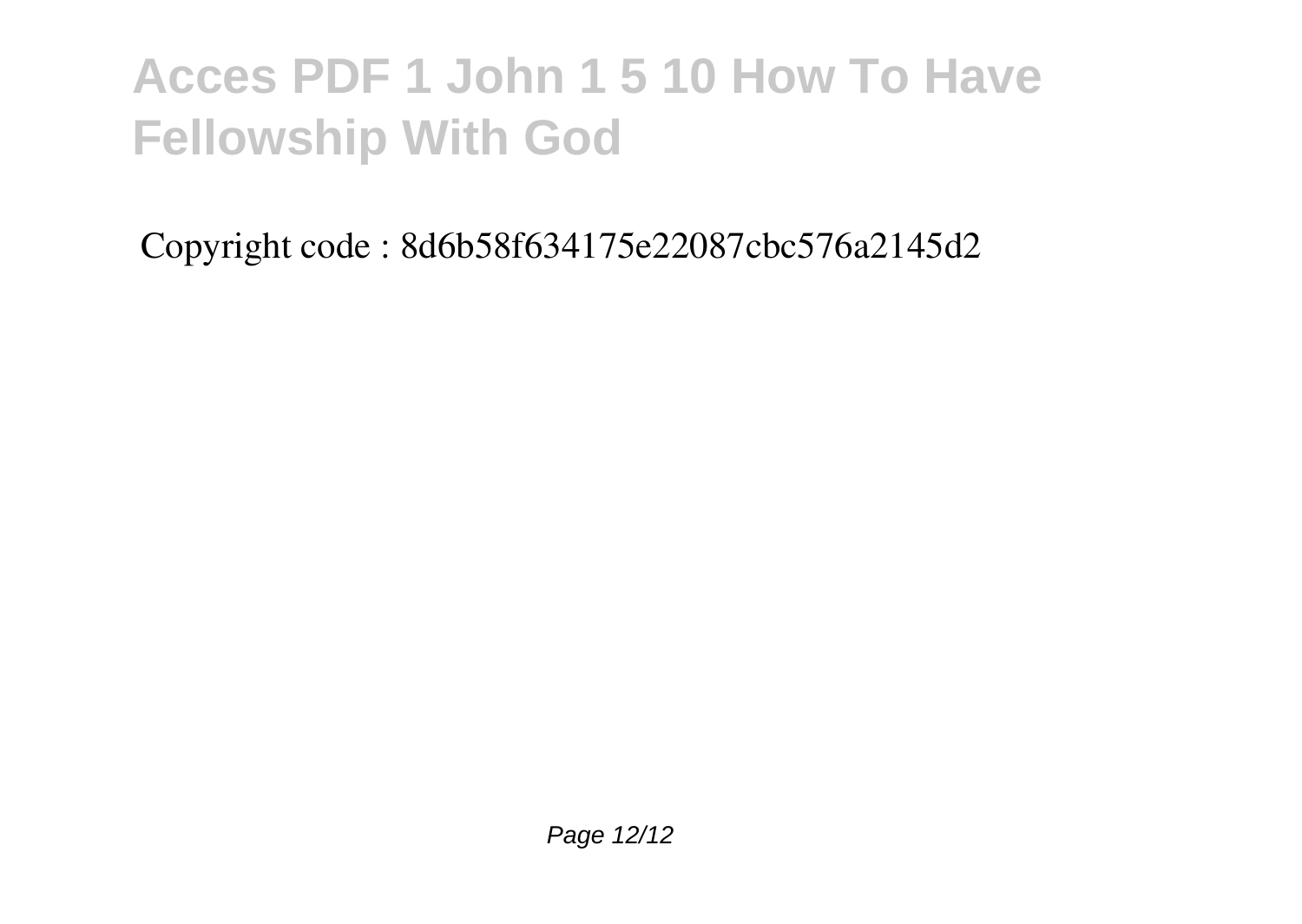Copyright code : 8d6b58f634175e22087cbc576a2145d2